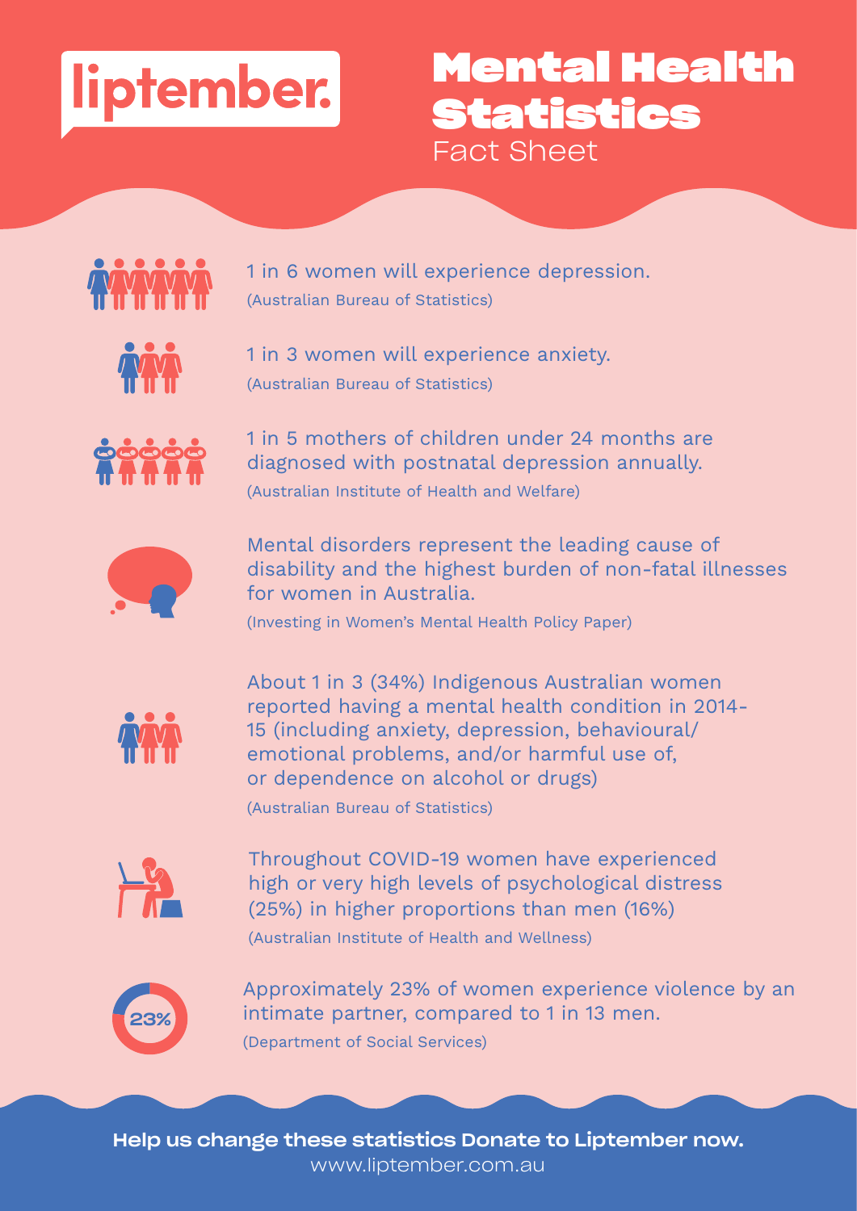liptember.

# Mental Health Statistics

## Fact Sheet

1 in 6 women will experience depression.
(Australian Bureau of Statistics)

1 in 3 women will experience anxiety.
(Australian Bureau of Statistics)

1 in 5 mothers of children under 24 months are diagnosed with postnatal depression annually.
(Australian Institute of Health and Welfare)

Mental disorders represent the leading cause of disability and the highest burden of non-fatal illnesses for women in Australia.
(Investing in Women's Mental Health Policy Paper)

About 1 in 3 (34%) Indigenous Australian women reported having a mental health condition in 2014-15 (including anxiety, depression, behavioural/emotional problems, and/or harmful use of, or dependence on alcohol or drugs)
(Australian Bureau of Statistics)

Throughout COVID-19 women have experienced high or very high levels of psychological distress (25%) in higher proportions than men (16%)
(Australian Institute of Health and Wellness)

23%

Approximately 23% of women experience violence by an intimate partner, compared to 1 in 13 men.
(Department of Social Services)

**Help us change these statistics Donate to Liptember now.**
www.liptember.com.au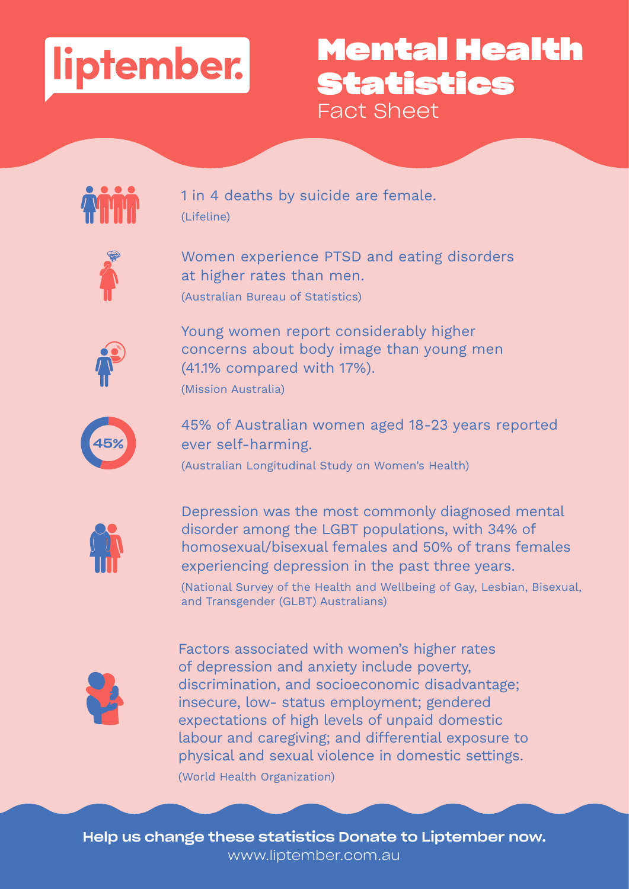liptember.

# Mental Health Statistics

Fact Sheet

1 in 4 deaths by suicide are female.
(Lifeline)

Women experience PTSD and eating disorders at higher rates than men.
(Australian Bureau of Statistics)

Young women report considerably higher concerns about body image than young men (41.1% compared with 17%).
(Mission Australia)

45%

45% of Australian women aged 18-23 years reported ever self-harming.
(Australian Longitudinal Study on Women's Health)

Depression was the most commonly diagnosed mental disorder among the LGBT populations, with 34% of homosexual/bisexual females and 50% of trans females experiencing depression in the past three years.
(National Survey of the Health and Wellbeing of Gay, Lesbian, Bisexual, and Transgender (GLBT) Australians)

Factors associated with women's higher rates of depression and anxiety include poverty, discrimination, and socioeconomic disadvantage; insecure, low- status employment; gendered expectations of high levels of unpaid domestic labour and caregiving; and differential exposure to physical and sexual violence in domestic settings.
(World Health Organization)

**Help us change these statistics Donate to Liptember now.**
www.liptember.com.au